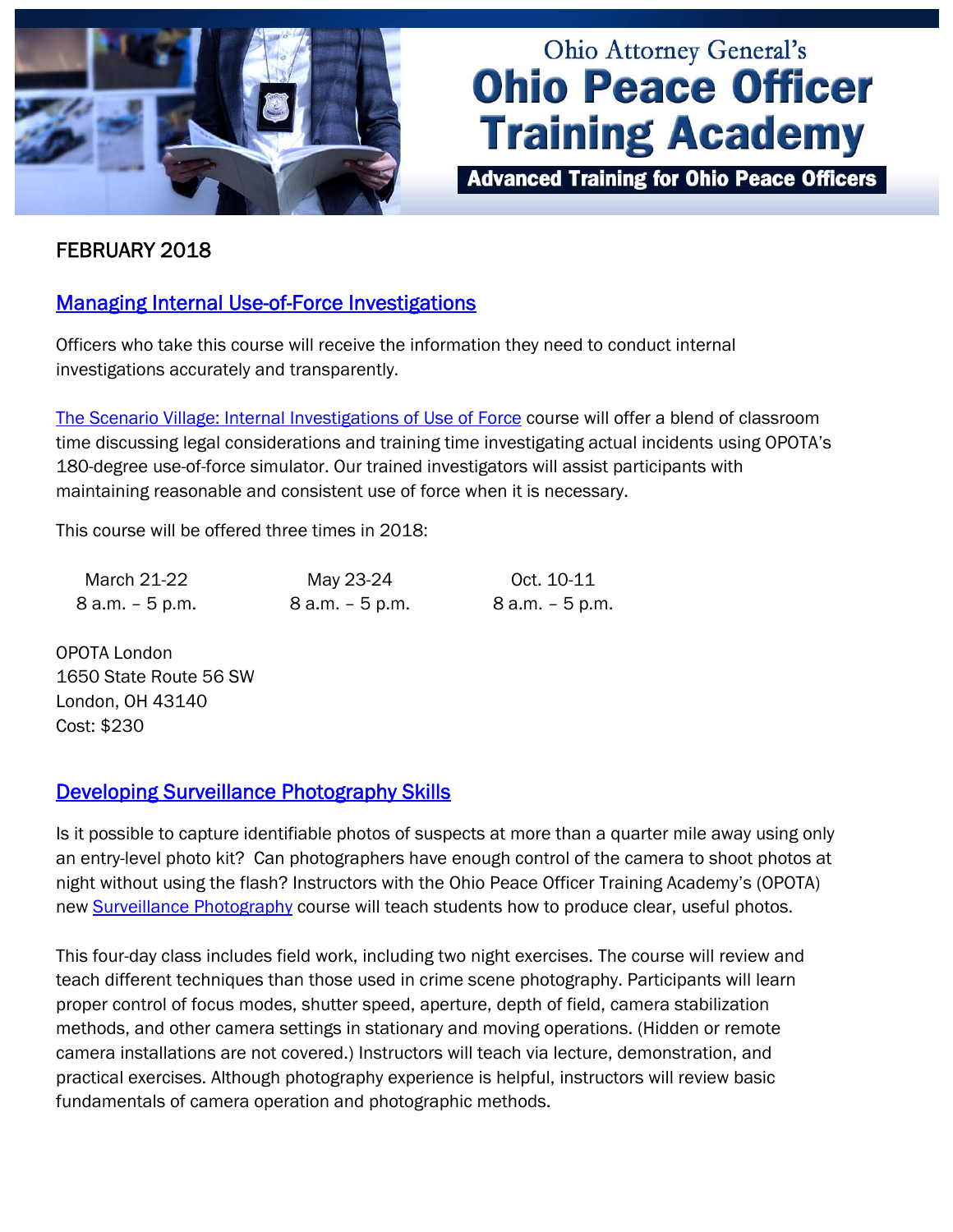Ohio Attorney General's

# Ohio Peace Officer Training Academy

**Advanced Training for Ohio Peace Officers**

FEBRUARY 2018

## Managing Internal Use-of-Force Investigations

Officers who take this course will receive the information they need to conduct internal investigations accurately and transparently.

The Scenario Village: Internal Investigations of Use of Force course will offer a blend of classroom time discussing legal considerations and training time investigating actual incidents using OPOTA's 180-degree use-of-force simulator. Our trained investigators will assist participants with maintaining reasonable and consistent use of force when it is necessary.

This course will be offered three times in 2018:

| March 21-22 | May 23-24 | Oct. 10-11 |
|---|---|---|
| 8 a.m. – 5 p.m. | 8 a.m. – 5 p.m. | 8 a.m. – 5 p.m. |

OPOTA London
1650 State Route 56 SW
London, OH 43140
Cost: $230

## Developing Surveillance Photography Skills

Is it possible to capture identifiable photos of suspects at more than a quarter mile away using only an entry-level photo kit? Can photographers have enough control of the camera to shoot photos at night without using the flash? Instructors with the Ohio Peace Officer Training Academy's (OPOTA) new Surveillance Photography course will teach students how to produce clear, useful photos.

This four-day class includes field work, including two night exercises. The course will review and teach different techniques than those used in crime scene photography. Participants will learn proper control of focus modes, shutter speed, aperture, depth of field, camera stabilization methods, and other camera settings in stationary and moving operations. (Hidden or remote camera installations are not covered.) Instructors will teach via lecture, demonstration, and practical exercises. Although photography experience is helpful, instructors will review basic fundamentals of camera operation and photographic methods.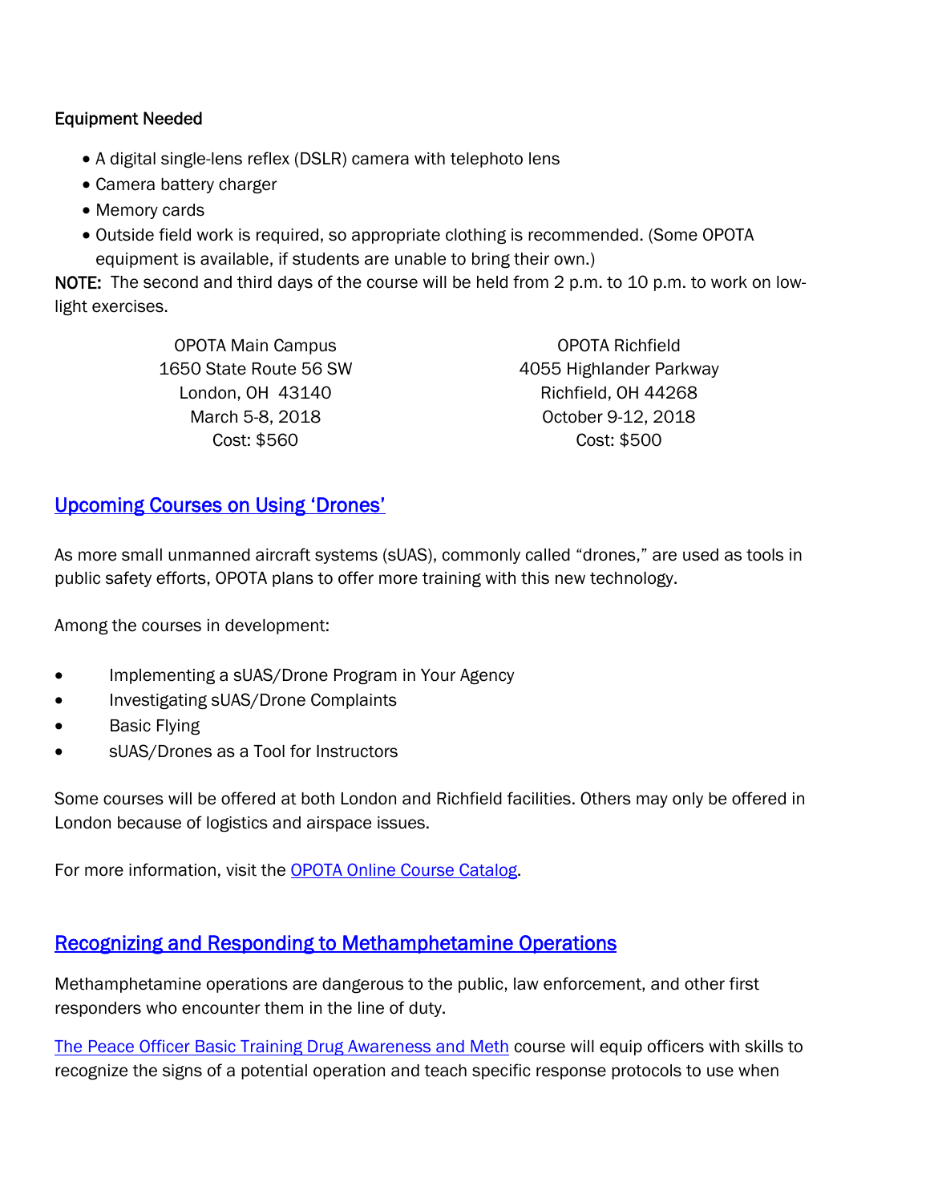**Equipment Needed**

- A digital single-lens reflex (DSLR) camera with telephoto lens
- Camera battery charger
- Memory cards
- Outside field work is required, so appropriate clothing is recommended. (Some OPOTA equipment is available, if students are unable to bring their own.)

**NOTE:** The second and third days of the course will be held from 2 p.m. to 10 p.m. to work on low-light exercises.

OPOTA Main Campus
1650 State Route 56 SW
London, OH 43140
March 5-8, 2018
Cost: $560

OPOTA Richfield
4055 Highlander Parkway
Richfield, OH 44268
October 9-12, 2018
Cost: $500

## Upcoming Courses on Using 'Drones'

As more small unmanned aircraft systems (sUAS), commonly called "drones," are used as tools in public safety efforts, OPOTA plans to offer more training with this new technology.

Among the courses in development:

- Implementing a sUAS/Drone Program in Your Agency
- Investigating sUAS/Drone Complaints
- Basic Flying
- sUAS/Drones as a Tool for Instructors

Some courses will be offered at both London and Richfield facilities. Others may only be offered in London because of logistics and airspace issues.

For more information, visit the OPOTA Online Course Catalog.

## Recognizing and Responding to Methamphetamine Operations

Methamphetamine operations are dangerous to the public, law enforcement, and other first responders who encounter them in the line of duty.

The Peace Officer Basic Training Drug Awareness and Meth course will equip officers with skills to recognize the signs of a potential operation and teach specific response protocols to use when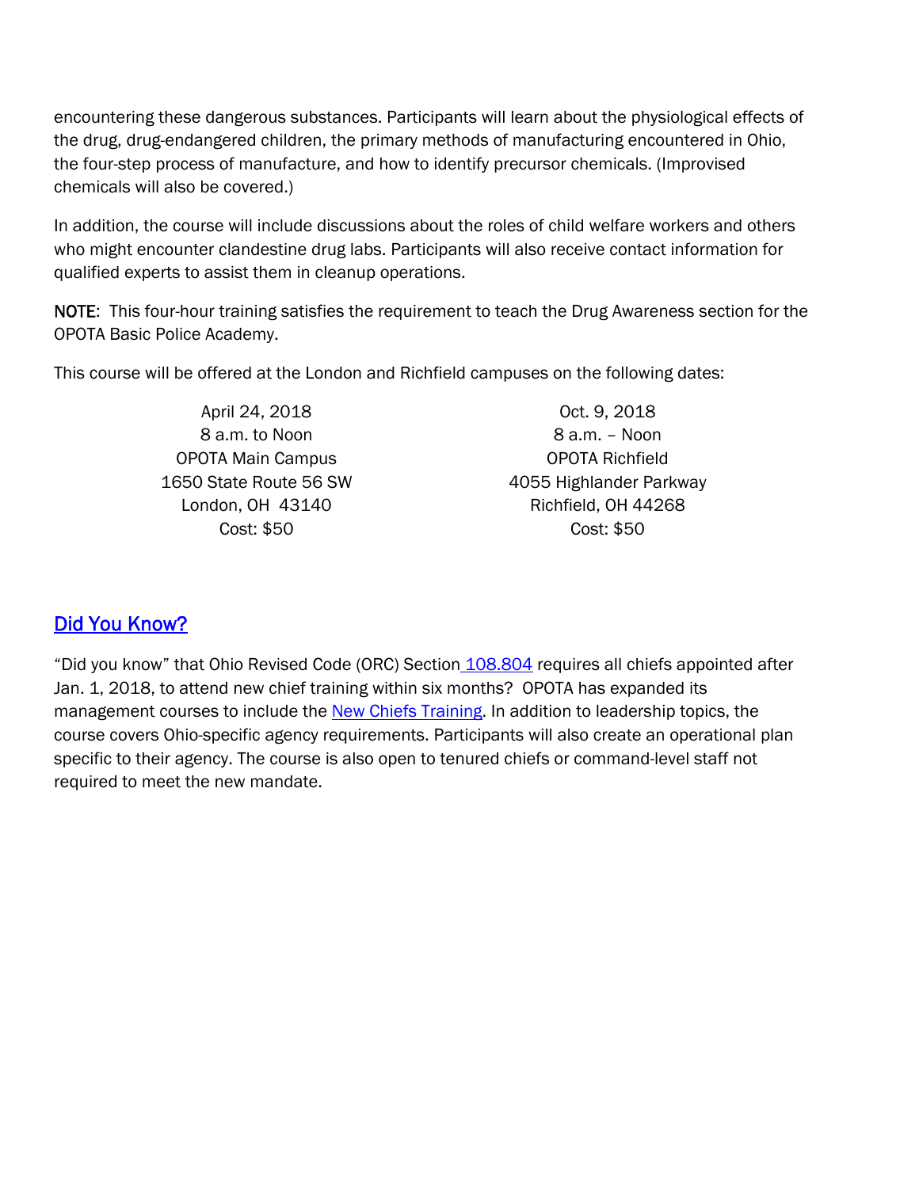encountering these dangerous substances. Participants will learn about the physiological effects of the drug, drug-endangered children, the primary methods of manufacturing encountered in Ohio, the four-step process of manufacture, and how to identify precursor chemicals. (Improvised chemicals will also be covered.)

In addition, the course will include discussions about the roles of child welfare workers and others who might encounter clandestine drug labs. Participants will also receive contact information for qualified experts to assist them in cleanup operations.

**NOTE**: This four-hour training satisfies the requirement to teach the Drug Awareness section for the OPOTA Basic Police Academy.

This course will be offered at the London and Richfield campuses on the following dates:

| | |
|---|---|
| April 24, 2018<br>8 a.m. to Noon<br>OPOTA Main Campus<br>1650 State Route 56 SW<br>London, OH 43140<br>Cost: $50 | Oct. 9, 2018<br>8 a.m. – Noon<br>OPOTA Richfield<br>4055 Highlander Parkway<br>Richfield, OH 44268<br>Cost: $50 |

## Did You Know?

"Did you know" that Ohio Revised Code (ORC) Section 108.804 requires all chiefs appointed after Jan. 1, 2018, to attend new chief training within six months? OPOTA has expanded its management courses to include the New Chiefs Training. In addition to leadership topics, the course covers Ohio-specific agency requirements. Participants will also create an operational plan specific to their agency. The course is also open to tenured chiefs or command-level staff not required to meet the new mandate.